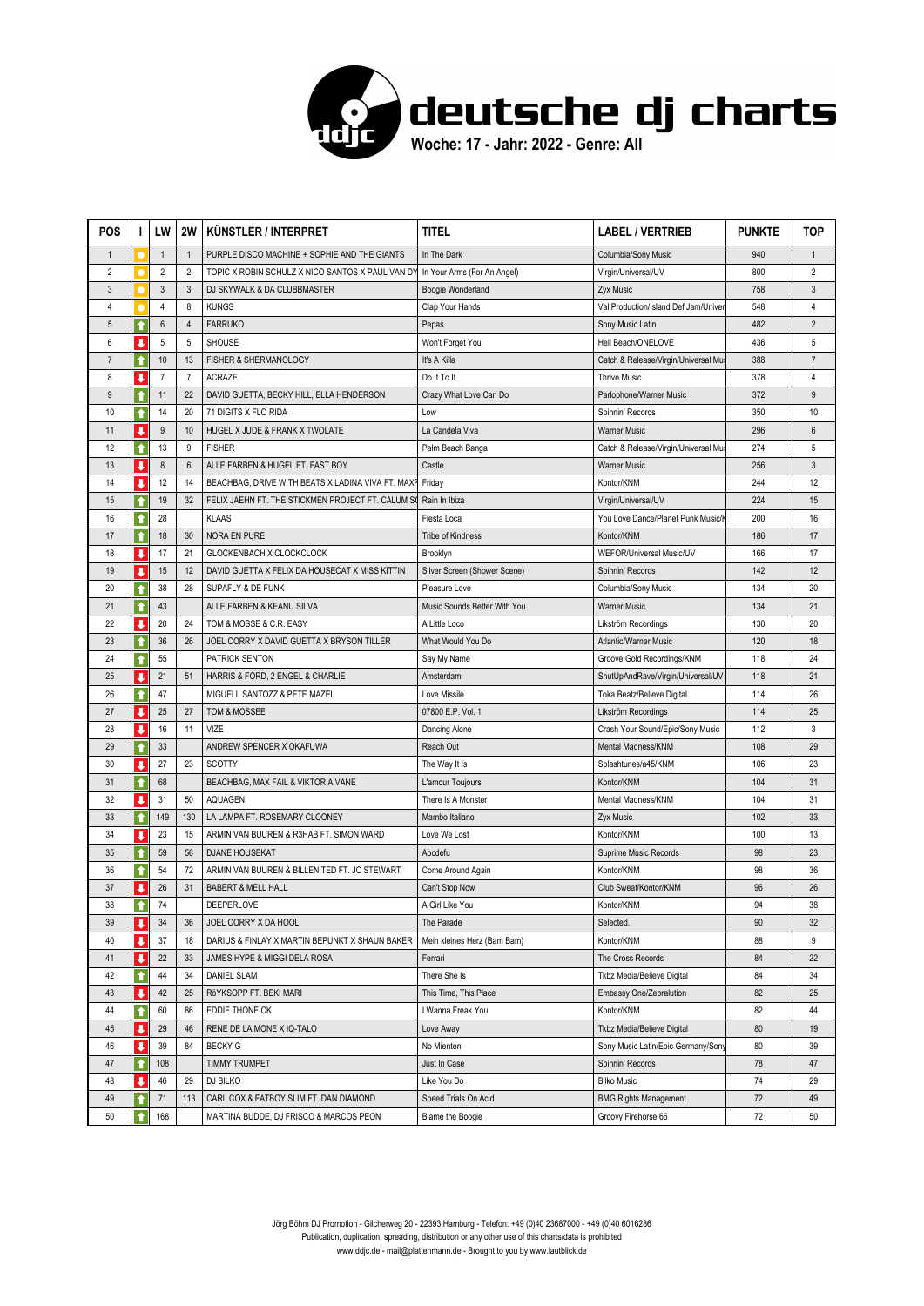# deutsche dj charts

**Woche: 17 - Jahr: 2022 - Genre: All**

| POS | I | LW | 2W | KÜNSTLER / INTERPRET | TITEL | LABEL / VERTRIEB | PUNKTE | TOP |
|---|---|---|---|---|---|---|---|---|
| 1 | ● | 1 | 1 | PURPLE DISCO MACHINE + SOPHIE AND THE GIANTS | In The Dark | Columbia/Sony Music | 940 | 1 |
| 2 | ● | 2 | 2 | TOPIC X ROBIN SCHULZ X NICO SANTOS X PAUL VAN DY | In Your Arms (For An Angel) | Virgin/Universal/UV | 800 | 2 |
| 3 | ● | 3 | 3 | DJ SKYWALK & DA CLUBBMASTER | Boogie Wonderland | Zyx Music | 758 | 3 |
| 4 | ● | 4 | 8 | KUNGS | Clap Your Hands | Val Production/Island Def Jam/Univer | 548 | 4 |
| 5 | ↑ | 6 | 4 | FARRUKO | Pepas | Sony Music Latin | 482 | 2 |
| 6 | ↓ | 5 | 5 | SHOUSE | Won't Forget You | Hell Beach/ONELOVE | 436 | 5 |
| 7 | ↑ | 10 | 13 | FISHER & SHERMANOLOGY | It's A Killa | Catch & Release/Virgin/Universal Mus | 388 | 7 |
| 8 | ↓ | 7 | 7 | ACRAZE | Do It To It | Thrive Music | 378 | 4 |
| 9 | ↑ | 11 | 22 | DAVID GUETTA, BECKY HILL, ELLA HENDERSON | Crazy What Love Can Do | Parlophone/Warner Music | 372 | 9 |
| 10 | ↑ | 14 | 20 | 71 DIGITS X FLO RIDA | Low | Spinnin' Records | 350 | 10 |
| 11 | ↓ | 9 | 10 | HUGEL X JUDE & FRANK X TWOLATE | La Candela Viva | Warner Music | 296 | 6 |
| 12 | ↑ | 13 | 9 | FISHER | Palm Beach Banga | Catch & Release/Virgin/Universal Mus | 274 | 5 |
| 13 | ↓ | 8 | 6 | ALLE FARBEN & HUGEL FT. FAST BOY | Castle | Warner Music | 256 | 3 |
| 14 | ↓ | 12 | 14 | BEACHBAG, DRIVE WITH BEATS X LADINA VIVA FT. MAXF | Friday | Kontor/KNM | 244 | 12 |
| 15 | ↑ | 19 | 32 | FELIX JAEHN FT. THE STICKMEN PROJECT FT. CALUM SC | Rain In Ibiza | Virgin/Universal/UV | 224 | 15 |
| 16 | ↑ | 28 | | KLAAS | Fiesta Loca | You Love Dance/Planet Punk Music/K | 200 | 16 |
| 17 | ↑ | 18 | 30 | NORA EN PURE | Tribe of Kindness | Kontor/KNM | 186 | 17 |
| 18 | ↓ | 17 | 21 | GLOCKENBACH X CLOCKCLOCK | Brooklyn | WEFOR/Universal Music/UV | 166 | 17 |
| 19 | ↓ | 15 | 12 | DAVID GUETTA X FELIX DA HOUSECAT X MISS KITTIN | Silver Screen (Shower Scene) | Spinnin' Records | 142 | 12 |
| 20 | ↑ | 38 | 28 | SUPAFLY & DE FUNK | Pleasure Love | Columbia/Sony Music | 134 | 20 |
| 21 | ↑ | 43 | | ALLE FARBEN & KEANU SILVA | Music Sounds Better With You | Warner Music | 134 | 21 |
| 22 | ↓ | 20 | 24 | TOM & MOSSE & C.R. EASY | A Little Loco | Likström Recordings | 130 | 20 |
| 23 | ↑ | 36 | 26 | JOEL CORRY X DAVID GUETTA X BRYSON TILLER | What Would You Do | Atlantic/Warner Music | 120 | 18 |
| 24 | ↑ | 55 | | PATRICK SENTON | Say My Name | Groove Gold Recordings/KNM | 118 | 24 |
| 25 | ↓ | 21 | 51 | HARRIS & FORD, 2 ENGEL & CHARLIE | Amsterdam | ShutUpAndRave/Virgin/Universal/UV | 118 | 21 |
| 26 | ↑ | 47 | | MIGUELL SANTOZZ & PETE MAZEL | Love Missile | Toka Beatz/Believe Digital | 114 | 26 |
| 27 | ↓ | 25 | 27 | TOM & MOSSEE | 07800 E.P. Vol. 1 | Likström Recordings | 114 | 25 |
| 28 | ↓ | 16 | 11 | VIZE | Dancing Alone | Crash Your Sound/Epic/Sony Music | 112 | 3 |
| 29 | ↑ | 33 | | ANDREW SPENCER X OKAFUWA | Reach Out | Mental Madness/KNM | 108 | 29 |
| 30 | ↓ | 27 | 23 | SCOTTY | The Way It Is | Splashtunes/a45/KNM | 106 | 23 |
| 31 | ↑ | 68 | | BEACHBAG, MAX FAIL & VIKTORIA VANE | L'amour Toujours | Kontor/KNM | 104 | 31 |
| 32 | ↓ | 31 | 50 | AQUAGEN | There Is A Monster | Mental Madness/KNM | 104 | 31 |
| 33 | ↑ | 149 | 130 | LA LAMPA FT. ROSEMARY CLOONEY | Mambo Italiano | Zyx Music | 102 | 33 |
| 34 | ↓ | 23 | 15 | ARMIN VAN BUUREN & R3HAB FT. SIMON WARD | Love We Lost | Kontor/KNM | 100 | 13 |
| 35 | ↑ | 59 | 56 | DJANE HOUSEKAT | Abcdefu | Suprime Music Records | 98 | 23 |
| 36 | ↑ | 54 | 72 | ARMIN VAN BUUREN & BILLEN TED FT. JC STEWART | Come Around Again | Kontor/KNM | 98 | 36 |
| 37 | ↓ | 26 | 31 | BABERT & MELL HALL | Can't Stop Now | Club Sweat/Kontor/KNM | 96 | 26 |
| 38 | ↑ | 74 | | DEEPERLOVE | A Girl Like You | Kontor/KNM | 94 | 38 |
| 39 | ↓ | 34 | 36 | JOEL CORRY X DA HOOL | The Parade | Selected. | 90 | 32 |
| 40 | ↓ | 37 | 18 | DARIUS & FINLAY X MARTIN BEPUNKT X SHAUN BAKER | Mein kleines Herz (Bam Bam) | Kontor/KNM | 88 | 9 |
| 41 | ↓ | 22 | 33 | JAMES HYPE & MIGGI DELA ROSA | Ferrari | The Cross Records | 84 | 22 |
| 42 | ↑ | 44 | 34 | DANIEL SLAM | There She Is | Tkbz Media/Believe Digital | 84 | 34 |
| 43 | ↓ | 42 | 25 | RöYKSOPP FT. BEKI MARI | This Time, This Place | Embassy One/Zebralution | 82 | 25 |
| 44 | ↑ | 60 | 86 | EDDIE THONEICK | I Wanna Freak You | Kontor/KNM | 82 | 44 |
| 45 | ↓ | 29 | 46 | RENE DE LA MONE X IQ-TALO | Love Away | Tkbz Media/Believe Digital | 80 | 19 |
| 46 | ↓ | 39 | 84 | BECKY G | No Mienten | Sony Music Latin/Epic Germany/Sony | 80 | 39 |
| 47 | ↑ | 108 | | TIMMY TRUMPET | Just In Case | Spinnin' Records | 78 | 47 |
| 48 | ↓ | 46 | 29 | DJ BILKO | Like You Do | Bilko Music | 74 | 29 |
| 49 | ↑ | 71 | 113 | CARL COX & FATBOY SLIM FT. DAN DIAMOND | Speed Trials On Acid | BMG Rights Management | 72 | 49 |
| 50 | ↑ | 168 | | MARTINA BUDDE, DJ FRISCO & MARCOS PEON | Blame the Boogie | Groovy Firehorse 66 | 72 | 50 |

Jörg Böhm DJ Promotion - Gilcherweg 20 - 22393 Hamburg - Telefon: +49 (0)40 23687000 - +49 (0)40 6016286
Publication, duplication, spreading, distribution or any other use of this charts/data is prohibited
www.ddjc.de - mail@plattenmann.de - Brought to you by www.lautblick.de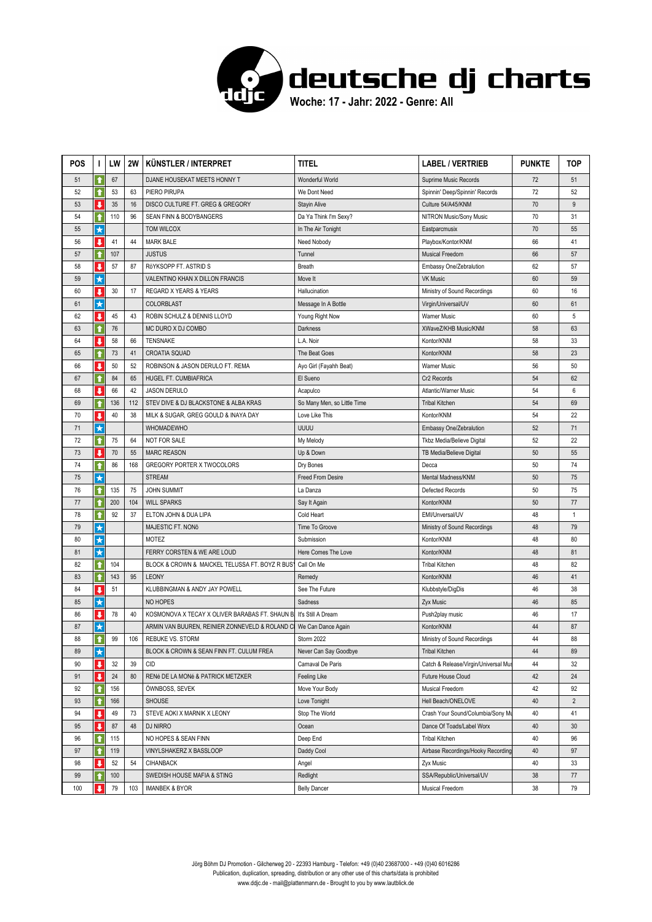# deutsche dj charts

**Woche: 17 - Jahr: 2022 - Genre: All**

| POS | I | LW | 2W | KÜNSTLER / INTERPRET | TITEL | LABEL / VERTRIEB | PUNKTE | TOP |
|---|---|---|---|---|---|---|---|---|
| 51 | ↑ | 67 | | DJANE HOUSEKAT MEETS HONNY T | Wonderful World | Suprime Music Records | 72 | 51 |
| 52 | ↑ | 53 | 63 | PIERO PIRUPA | We Dont Need | Spinnin' Deep/Spinnin' Records | 72 | 52 |
| 53 | ↓ | 35 | 16 | DISCO CULTURE FT. GREG & GREGORY | Stayin Alive | Culture 54/A45/KNM | 70 | 9 |
| 54 | ↑ | 110 | 96 | SEAN FINN & BODYBANGERS | Da Ya Think I'm Sexy? | NITRON Music/Sony Music | 70 | 31 |
| 55 | ★ | | | TOM WILCOX | In The Air Tonight | Eastparcmusix | 70 | 55 |
| 56 | ↓ | 41 | 44 | MARK BALE | Need Nobody | Playbox/Kontor/KNM | 66 | 41 |
| 57 | ↑ | 107 | | JUSTUS | Tunnel | Musical Freedom | 66 | 57 |
| 58 | ↓ | 57 | 87 | RöYKSOPP FT. ASTRID S | Breath | Embassy One/Zebralution | 62 | 57 |
| 59 | ★ | | | VALENTINO KHAN X DILLON FRANCIS | Move It | VK Music | 60 | 59 |
| 60 | ↓ | 30 | 17 | REGARD X YEARS & YEARS | Hallucination | Ministry of Sound Recordings | 60 | 16 |
| 61 | ★ | | | COLORBLAST | Message In A Bottle | Virgin/Universal/UV | 60 | 61 |
| 62 | ↓ | 45 | 43 | ROBIN SCHULZ & DENNIS LLOYD | Young Right Now | Warner Music | 60 | 5 |
| 63 | ↑ | 76 | | MC DURO X DJ COMBO | Darkness | XWaveZ/KHB Music/KNM | 58 | 63 |
| 64 | ↓ | 58 | 66 | TENSNAKE | L.A. Noir | Kontor/KNM | 58 | 33 |
| 65 | ↑ | 73 | 41 | CROATIA SQUAD | The Beat Goes | Kontor/KNM | 58 | 23 |
| 66 | ↓ | 50 | 52 | ROBINSON & JASON DERULO FT. REMA | Ayo Girl (Fayahh Beat) | Warner Music | 56 | 50 |
| 67 | ↑ | 84 | 65 | HUGEL FT. CUMBIAFRICA | El Sueno | Cr2 Records | 54 | 62 |
| 68 | ↓ | 66 | 42 | JASON DERULO | Acapulco | Atlantic/Warner Music | 54 | 6 |
| 69 | ↑ | 136 | 112 | STEV DIVE & DJ BLACKSTONE & ALBA KRAS | So Many Men, so Little Time | Tribal Kitchen | 54 | 69 |
| 70 | ↓ | 40 | 38 | MILK & SUGAR, GREG GOULD & INAYA DAY | Love Like This | Kontor/KNM | 54 | 22 |
| 71 | ★ | | | WHOMADEWHO | UUUU | Embassy One/Zebralution | 52 | 71 |
| 72 | ↑ | 75 | 64 | NOT FOR SALE | My Melody | Tkbz Media/Believe Digital | 52 | 22 |
| 73 | ↓ | 70 | 55 | MARC REASON | Up & Down | TB Media/Believe Digital | 50 | 55 |
| 74 | ↑ | 86 | 168 | GREGORY PORTER X TWOCOLORS | Dry Bones | Decca | 50 | 74 |
| 75 | ★ | | | STREAM | Freed From Desire | Mental Madness/KNM | 50 | 75 |
| 76 | ↑ | 135 | 75 | JOHN SUMMIT | La Danza | Defected Records | 50 | 75 |
| 77 | ↑ | 200 | 104 | WILL SPARKS | Say It Again | Kontor/KNM | 50 | 77 |
| 78 | ↑ | 92 | 37 | ELTON JOHN & DUA LIPA | Cold Heart | EMI/Universal/UV | 48 | 1 |
| 79 | ★ | | | MAJESTIC FT. NONô | Time To Groove | Ministry of Sound Recordings | 48 | 79 |
| 80 | ★ | | | MOTEZ | Submission | Kontor/KNM | 48 | 80 |
| 81 | ★ | | | FERRY CORSTEN & WE ARE LOUD | Here Comes The Love | Kontor/KNM | 48 | 81 |
| 82 | ↑ | 104 | | BLOCK & CROWN & MAICKEL TELUSSA FT. BOYZ R BUS | Call On Me | Tribal Kitchen | 48 | 82 |
| 83 | ↑ | 143 | 95 | LEONY | Remedy | Kontor/KNM | 46 | 41 |
| 84 | ↓ | 51 | | KLUBBINGMAN & ANDY JAY POWELL | See The Future | Klubbstyle/DigDis | 46 | 38 |
| 85 | ★ | | | NO HOPES | Sadness | Zyx Music | 46 | 85 |
| 86 | ↓ | 78 | 40 | KOSMONOVA X TECAY X OLIVER BARABAS FT. SHAUN B | It's Still A Dream | Push2play music | 46 | 17 |
| 87 | ★ | | | ARMIN VAN BUUREN, REINIER ZONNEVELD & ROLAND C | We Can Dance Again | Kontor/KNM | 44 | 87 |
| 88 | ↑ | 99 | 106 | REBUKE VS. STORM | Storm 2022 | Ministry of Sound Recordings | 44 | 88 |
| 89 | ★ | | | BLOCK & CROWN & SEAN FINN FT. CULUM FREA | Never Can Say Goodbye | Tribal Kitchen | 44 | 89 |
| 90 | ↓ | 32 | 39 | CID | Carnaval De Paris | Catch & Release/Virgin/Universal Mus | 44 | 32 |
| 91 | ↓ | 24 | 80 | RENé DE LA MONé & PATRICK METZKER | Feeling Like | Future House Cloud | 42 | 24 |
| 92 | ↑ | 156 | | ÖWNBOSS, SEVEK | Move Your Body | Musical Freedom | 42 | 92 |
| 93 | ↑ | 166 | | SHOUSE | Love Tonight | Hell Beach/ONELOVE | 40 | 2 |
| 94 | ↓ | 49 | 73 | STEVE AOKI X MARNIK X LEONY | Stop The World | Crash Your Sound/Columbia/Sony Mu | 40 | 41 |
| 95 | ↓ | 87 | 48 | DJ NIRRO | Ocean | Dance Of Toads/Label Worx | 40 | 30 |
| 96 | ↑ | 115 | | NO HOPES & SEAN FINN | Deep End | Tribal Kitchen | 40 | 96 |
| 97 | ↑ | 119 | | VINYLSHAKERZ X BASSLOOP | Daddy Cool | Airbase Recordings/Hooky Recording | 40 | 97 |
| 98 | ↓ | 52 | 54 | CIHANBACK | Angel | Zyx Music | 40 | 33 |
| 99 | ↑ | 100 | | SWEDISH HOUSE MAFIA & STING | Redlight | SSA/Republic/Universal/UV | 38 | 77 |
| 100 | ↓ | 79 | 103 | IMANBEK & BYOR | Belly Dancer | Musical Freedom | 38 | 79 |

Jörg Böhm DJ Promotion - Gilcherweg 20 - 22393 Hamburg - Telefon: +49 (0)40 23687000 - +49 (0)40 6016286
Publication, duplication, spreading, distribution or any other use of this charts/data is prohibited
www.ddjc.de - mail@plattenmann.de - Brought to you by www.lautblick.de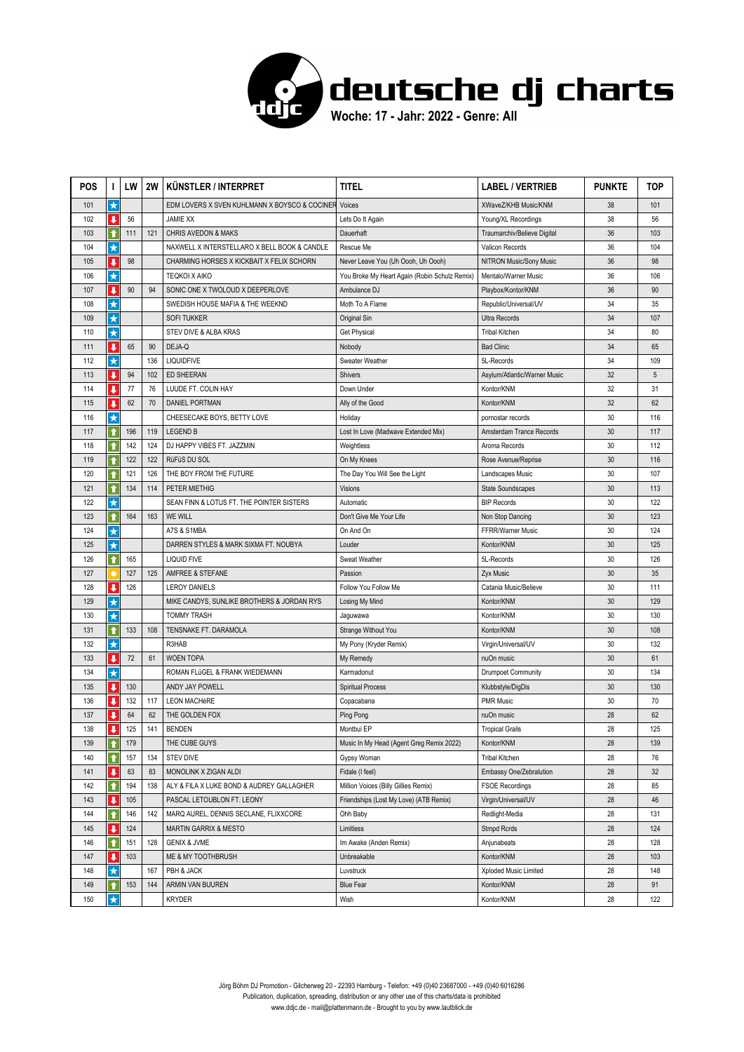# deutsche dj charts

**Woche: 17 - Jahr: 2022 - Genre: All**

| POS | I | LW | 2W | KÜNSTLER / INTERPRET | TITEL | LABEL / VERTRIEB | PUNKTE | TOP |
|---|---|---|---|---|---|---|---|---|
| 101 | ★ | | | EDM LOVERS X SVEN KUHLMANN X BOYSCO & COCINER | Voices | XWaveZ/KHB Music/KNM | 38 | 101 |
| 102 | ⬇ | 56 | | JAMIE XX | Lets Do It Again | Young/XL Recordings | 38 | 56 |
| 103 | ⬆ | 111 | 121 | CHRIS AVEDON & MAKS | Dauerhaft | Traumarchiv/Believe Digital | 36 | 103 |
| 104 | ★ | | | NAXWELL X INTERSTELLARO X BELL BOOK & CANDLE | Rescue Me | Valicon Records | 36 | 104 |
| 105 | ⬇ | 98 | | CHARMING HORSES X KICKBAIT X FELIX SCHORN | Never Leave You (Uh Oooh, Uh Oooh) | NITRON Music/Sony Music | 36 | 98 |
| 106 | ★ | | | TEQKOI X AIKO | You Broke My Heart Again (Robin Schulz Remix) | Mentalo/Warner Music | 36 | 106 |
| 107 | ⬇ | 90 | 94 | SONIC ONE X TWOLOUD X DEEPERLOVE | Ambulance DJ | Playbox/Kontor/KNM | 36 | 90 |
| 108 | ★ | | | SWEDISH HOUSE MAFIA & THE WEEKND | Moth To A Flame | Republic/Universal/UV | 34 | 35 |
| 109 | ★ | | | SOFI TUKKER | Original Sin | Ultra Records | 34 | 107 |
| 110 | ★ | | | STEV DIVE & ALBA KRAS | Get Physical | Tribal Kitchen | 34 | 80 |
| 111 | ⬇ | 65 | 90 | DEJA-Q | Nobody | Bad Clinic | 34 | 65 |
| 112 | ★ | | 136 | LIQUIDFIVE | Sweater Weather | 5L-Records | 34 | 109 |
| 113 | ⬇ | 94 | 102 | ED SHEERAN | Shivers | Asylum/Atlantic/Warner Music | 32 | 5 |
| 114 | ⬇ | 77 | 76 | LUUDE FT. COLIN HAY | Down Under | Kontor/KNM | 32 | 31 |
| 115 | ⬇ | 62 | 70 | DANIEL PORTMAN | Ally of the Good | Kontor/KNM | 32 | 62 |
| 116 | ★ | | | CHEESECAKE BOYS, BETTY LOVE | Holiday | pornostar records | 30 | 116 |
| 117 | ⬆ | 196 | 119 | LEGEND B | Lost In Love (Madwave Extended Mix) | Amsterdam Trance Records | 30 | 117 |
| 118 | ⬆ | 142 | 124 | DJ HAPPY VIBES FT. JAZZMIN | Weightless | Aroma Records | 30 | 112 |
| 119 | ⬆ | 122 | 122 | RüFüS DU SOL | On My Knees | Rose Avenue/Reprise | 30 | 116 |
| 120 | ⬆ | 121 | 126 | THE BOY FROM THE FUTURE | The Day You Will See the Light | Landscapes Music | 30 | 107 |
| 121 | ⬆ | 134 | 114 | PETER MIETHIG | Visions | State Soundscapes | 30 | 113 |
| 122 | ★ | | | SEAN FINN & LOTUS FT. THE POINTER SISTERS | Automatic | BIP Records | 30 | 122 |
| 123 | ⬆ | 164 | 163 | WE WILL | Don't Give Me Your Life | Non Stop Dancing | 30 | 123 |
| 124 | ★ | | | A7S & S1MBA | On And On | FFRR/Warner Music | 30 | 124 |
| 125 | ★ | | | DARREN STYLES & MARK SIXMA FT. NOUBYA | Louder | Kontor/KNM | 30 | 125 |
| 126 | ⬆ | 165 | | LIQUID FIVE | Sweat Weather | 5L-Records | 30 | 126 |
| 127 | ● | 127 | 125 | AMFREE & STEFANE | Passion | Zyx Music | 30 | 35 |
| 128 | ⬇ | 126 | | LEROY DANIELS | Follow You Follow Me | Catania Music/Believe | 30 | 111 |
| 129 | ★ | | | MIKE CANDYS, SUNLIKE BROTHERS & JORDAN RYS | Losing My Mind | Kontor/KNM | 30 | 129 |
| 130 | ★ | | | TOMMY TRASH | Jaguwawa | Kontor/KNM | 30 | 130 |
| 131 | ⬆ | 133 | 108 | TENSNAKE FT. DARAMOLA | Strange Without You | Kontor/KNM | 30 | 108 |
| 132 | ★ | | | R3HAB | My Pony (Kryder Remix) | Virgin/Universal/UV | 30 | 132 |
| 133 | ⬇ | 72 | 61 | WOEN TOPA | My Remedy | nuOn music | 30 | 61 |
| 134 | ★ | | | ROMAN FLüGEL & FRANK WIEDEMANN | Karmadonut | Drumpoet Community | 30 | 134 |
| 135 | ⬇ | 130 | | ANDY JAY POWELL | Spiritual Process | Klubbstyle/DigDis | 30 | 130 |
| 136 | ⬇ | 132 | 117 | LEON MACHèRE | Copacabana | PMR Music | 30 | 70 |
| 137 | ⬇ | 64 | 62 | THE GOLDEN FOX | Ping Pong | nuOn music | 28 | 62 |
| 138 | ⬇ | 125 | 141 | BENDEN | Montbui EP | Tropical Grails | 28 | 125 |
| 139 | ⬆ | 179 | | THE CUBE GUYS | Music In My Head (Agent Greg Remix 2022) | Kontor/KNM | 28 | 139 |
| 140 | ⬆ | 157 | 134 | STEV DIVE | Gypsy Woman | Tribal Kitchen | 28 | 76 |
| 141 | ⬇ | 63 | 83 | MONOLINK X ZIGAN ALDI | Fidale (I feel) | Embassy One/Zebralution | 28 | 32 |
| 142 | ⬆ | 194 | 138 | ALY & FILA X LUKE BOND & AUDREY GALLAGHER | Million Voices (Billy Gillies Remix) | FSOE Recordings | 28 | 85 |
| 143 | ⬇ | 105 | | PASCAL LETOUBLON FT. LEONY | Friendships (Lost My Love) (ATB Remix) | Virgin/Universal/UV | 28 | 46 |
| 144 | ⬆ | 146 | 142 | MARQ AUREL, DENNIS SECLANE, FLIXXCORE | Ohh Baby | Redlight-Media | 28 | 131 |
| 145 | ⬇ | 124 | | MARTIN GARRIX & MESTO | Limitless | Stmpd Rcrds | 28 | 124 |
| 146 | ⬆ | 151 | 128 | GENIX & JVME | Im Awake (Anden Remix) | Anjunabeats | 28 | 128 |
| 147 | ⬇ | 103 | | ME & MY TOOTHBRUSH | Unbreakable | Kontor/KNM | 28 | 103 |
| 148 | ★ | | 167 | PBH & JACK | Luvstruck | Xploded Music Limited | 28 | 148 |
| 149 | ⬆ | 153 | 144 | ARMIN VAN BUUREN | Blue Fear | Kontor/KNM | 28 | 91 |
| 150 | ★ | | | KRYDER | Wish | Kontor/KNM | 28 | 122 |

Jörg Böhm DJ Promotion - Gilcherweg 20 - 22393 Hamburg - Telefon: +49 (0)40 23687000 - +49 (0)40 6016286
Publication, duplication, spreading, distribution or any other use of this charts/data is prohibited
www.ddjc.de - mail@plattenmann.de - Brought to you by www.lautblick.de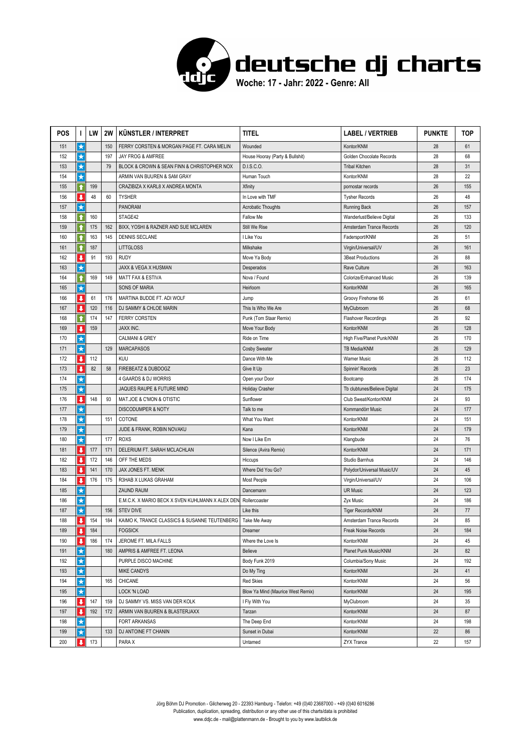# deutsche dj charts

**Woche: 17 - Jahr: 2022 - Genre: All**

| POS | I | LW | 2W | KÜNSTLER / INTERPRET | TITEL | LABEL / VERTRIEB | PUNKTE | TOP |
|---|---|---|---|---|---|---|---|---|
| 151 | ★ | | 150 | FERRY CORSTEN & MORGAN PAGE FT. CARA MELIN | Wounded | Kontor/KNM | 28 | 61 |
| 152 | ★ | | 197 | JAY FROG & AMFREE | House Hooray (Party & Bullshit) | Golden Chocolate Records | 28 | 68 |
| 153 | ★ | | 79 | BLOCK & CROWN & SEAN FINN & CHRISTOPHER NOX | D.I.S.C.O. | Tribal Kitchen | 28 | 31 |
| 154 | ★ | | | ARMIN VAN BUUREN & SAM GRAY | Human Touch | Kontor/KNM | 28 | 22 |
| 155 | ↑ | 199 | | CRAZIBIZA X KARL8 X ANDREA MONTA | Xfinity | pornostar records | 26 | 155 |
| 156 | ↓ | 48 | 60 | TYSHER | In Love with TMF | Tysher Records | 26 | 48 |
| 157 | ★ | | | PANORAM | Acrobatic Thoughts | Running Back | 26 | 157 |
| 158 | ↑ | 160 | | STAGE42 | Fallow Me | Wanderlust/Believe Digital | 26 | 133 |
| 159 | ↑ | 175 | 162 | BIXX, YOSHI & RAZNER AND SUE MCLAREN | Still We Rise | Amsterdam Trance Records | 26 | 120 |
| 160 | ↑ | 163 | 145 | DENNIS SECLANE | I Like You | Fadersport/KNM | 26 | 51 |
| 161 | ↑ | 187 | | LITTGLOSS | Milkshake | Virgin/Universal/UV | 26 | 161 |
| 162 | ↓ | 91 | 193 | RUDY | Move Ya Body | 3Beat Productions | 26 | 88 |
| 163 | ★ | | | JAXX & VEGA X HUSMAN | Desperados | Rave Culture | 26 | 163 |
| 164 | ↑ | 169 | 149 | MATT FAX & ESTIVA | Nova / Found | Colorize/Enhanced Music | 26 | 139 |
| 165 | ★ | | | SONS OF MARIA | Heirloom | Kontor/KNM | 26 | 165 |
| 166 | ↓ | 61 | 176 | MARTINA BUDDE FT. ADI WOLF | Jump | Groovy Firehorse 66 | 26 | 61 |
| 167 | ↓ | 120 | 116 | DJ SAMMY & CHLOE MARIN | This Is Who We Are | MyClubroom | 26 | 68 |
| 168 | ↑ | 174 | 147 | FERRY CORSTEN | Punk (Tom Staar Remix) | Flashover Recordings | 26 | 92 |
| 169 | ↓ | 159 | | JAXX INC. | Move Your Body | Kontor/KNM | 26 | 128 |
| 170 | ★ | | | CALMANI & GREY | Ride on Time | High Five/Planet Punk/KNM | 26 | 170 |
| 171 | ★ | | 129 | MARCAPASOS | Cosby Sweater | TB Media/KNM | 26 | 129 |
| 172 | ↓ | 112 | | KUU | Dance With Me | Warner Music | 26 | 112 |
| 173 | ↓ | 82 | 58 | FIREBEATZ & DUBDOGZ | Give It Up | Spinnin' Records | 26 | 23 |
| 174 | ★ | | | 4 GAARDS & DJ WORRIS | Open your Door | Bootcamp | 26 | 174 |
| 175 | ★ | | | JAQUES RAUPE & FUTURE MIND | Holiday Crasher | Tb clubtunes/Believe Digital | 24 | 175 |
| 176 | ↓ | 148 | 93 | MAT.JOE & C'MON & OTISTIC | Sunflower | Club Sweat/Kontor/KNM | 24 | 93 |
| 177 | ★ | | | DISCODUMPER & NOTY | Talk to me | Kommandörr Music | 24 | 177 |
| 178 | ★ | | 151 | COTONE | What You Want | Kontor/KNM | 24 | 151 |
| 179 | ★ | | | JUDE & FRANK, ROBIN NOVAKU | Kana | Kontor/KNM | 24 | 179 |
| 180 | ★ | | 177 | ROXS | Now I Like Em | Klangbude | 24 | 76 |
| 181 | ↓ | 177 | 171 | DELERIUM FT. SARAH MCLACHLAN | Silence (Avira Remix) | Kontor/KNM | 24 | 171 |
| 182 | ↓ | 172 | 146 | OFF THE MEDS | Hiccups | Studio Barnhus | 24 | 146 |
| 183 | ↓ | 141 | 170 | JAX JONES FT. MENK | Where Did You Go? | Polydor/Universal Music/UV | 24 | 45 |
| 184 | ↓ | 176 | 175 | R3HAB X LUKAS GRAHAM | Most People | Virgin/Universal/UV | 24 | 106 |
| 185 | ★ | | | ZAUND RAUM | Dancemann | UR Music | 24 | 123 |
| 186 | ★ | | | E.M.C.K. X MARIO BECK X SVEN KUHLMANN X ALEX DEN | Rollercoaster | Zyx Music | 24 | 186 |
| 187 | ★ | | 156 | STEV DIVE | Like this | Tiger Records/KNM | 24 | 77 |
| 188 | ↓ | 154 | 184 | KAIMO K, TRANCE CLASSICS & SUSANNE TEUTENBERG | Take Me Away | Amsterdam Trance Records | 24 | 85 |
| 189 | ↓ | 184 | | FOGSICK | Dreamer | Freak Noise Records | 24 | 184 |
| 190 | ↓ | 186 | 174 | JEROME FT. MILA FALLS | Where the Love Is | Kontor/KNM | 24 | 45 |
| 191 | ★ | | 180 | AMPRIS & AMFREE FT. LEONA | Believe | Planet Punk Music/KNM | 24 | 82 |
| 192 | ★ | | | PURPLE DISCO MACHINE | Body Funk 2019 | Columbia/Sony Music | 24 | 192 |
| 193 | ★ | | | MIKE CANDYS | Do My Ting | Kontor/KNM | 24 | 41 |
| 194 | ★ | | 165 | CHICANE | Red Skies | Kontor/KNM | 24 | 56 |
| 195 | ★ | | | LOCK 'N LOAD | Blow Ya Mind (Maurice West Remix) | Kontor/KNM | 24 | 195 |
| 196 | ↓ | 147 | 159 | DJ SAMMY VS. MISS VAN DER KOLK | I Fly With You | MyClubroom | 24 | 35 |
| 197 | ↓ | 192 | 172 | ARMIN VAN BUUREN & BLASTERJAXX | Tarzan | Kontor/KNM | 24 | 87 |
| 198 | ★ | | | FORT ARKANSAS | The Deep End | Kontor/KNM | 24 | 198 |
| 199 | ★ | | 133 | DJ ANTOINE FT CHANIN | Sunset in Dubai | Kontor/KNM | 22 | 86 |
| 200 | ↓ | 173 | | PARA X | Untamed | ZYX Trance | 22 | 157 |

Jörg Böhm DJ Promotion - Gilcherweg 20 - 22393 Hamburg - Telefon: +49 (0)40 23687000 - +49 (0)40 6016286
Publication, duplication, spreading, distribution or any other use of this charts/data is prohibited
www.ddjc.de - mail@plattenmann.de - Brought to you by www.lautblick.de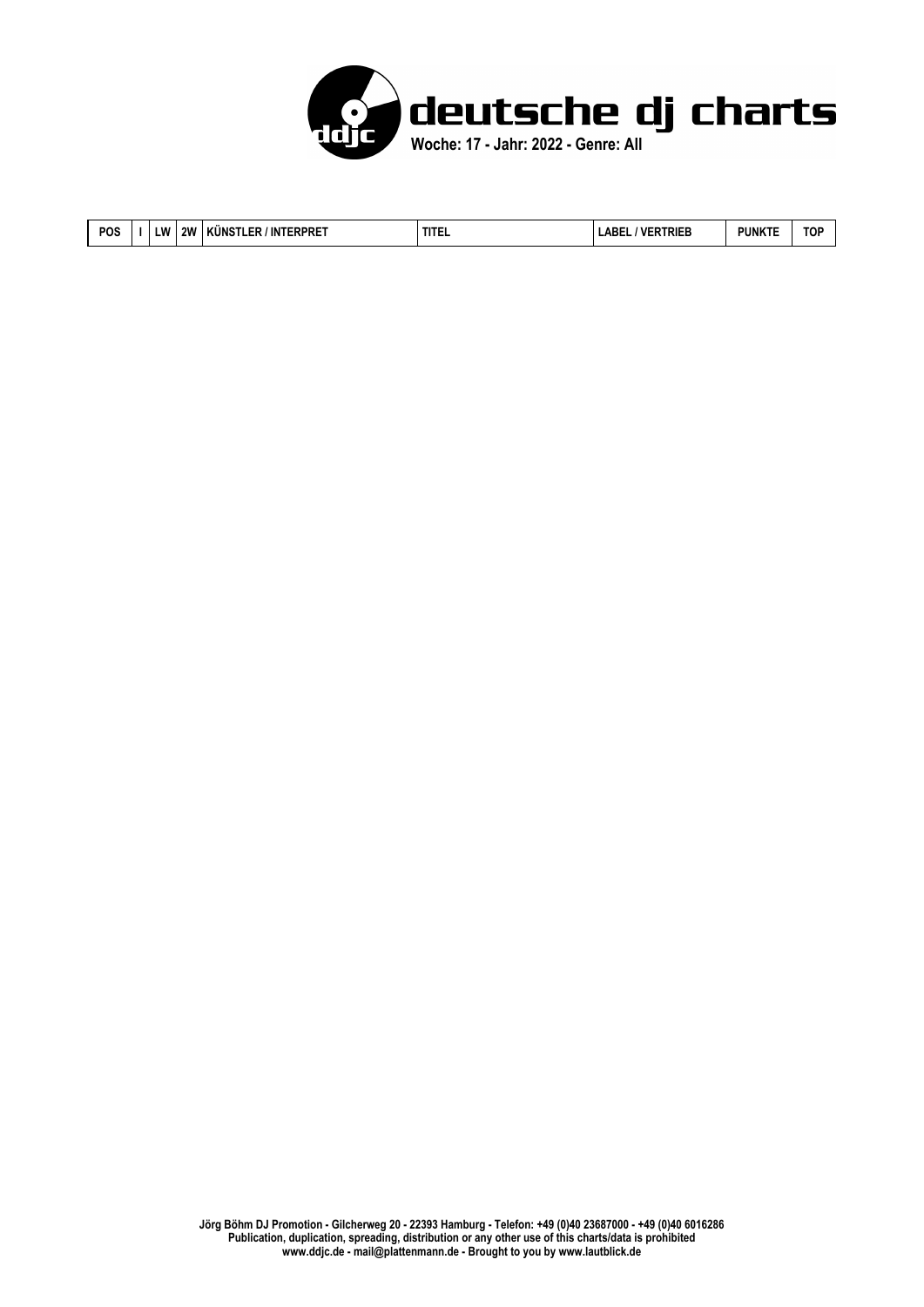# deutsche dj charts

**Woche: 17 - Jahr: 2022 - Genre: All**

| POS | I | LW | 2W | KÜNSTLER / INTERPRET | TITEL | LABEL / VERTRIEB | PUNKTE | TOP |
|---|---|---|---|---|---|---|---|---|

Jörg Böhm DJ Promotion - Gilcherweg 20 - 22393 Hamburg - Telefon: +49 (0)40 23687000 - +49 (0)40 6016286
Publication, duplication, spreading, distribution or any other use of this charts/data is prohibited
www.ddjc.de - mail@plattenmann.de - Brought to you by www.lautblick.de